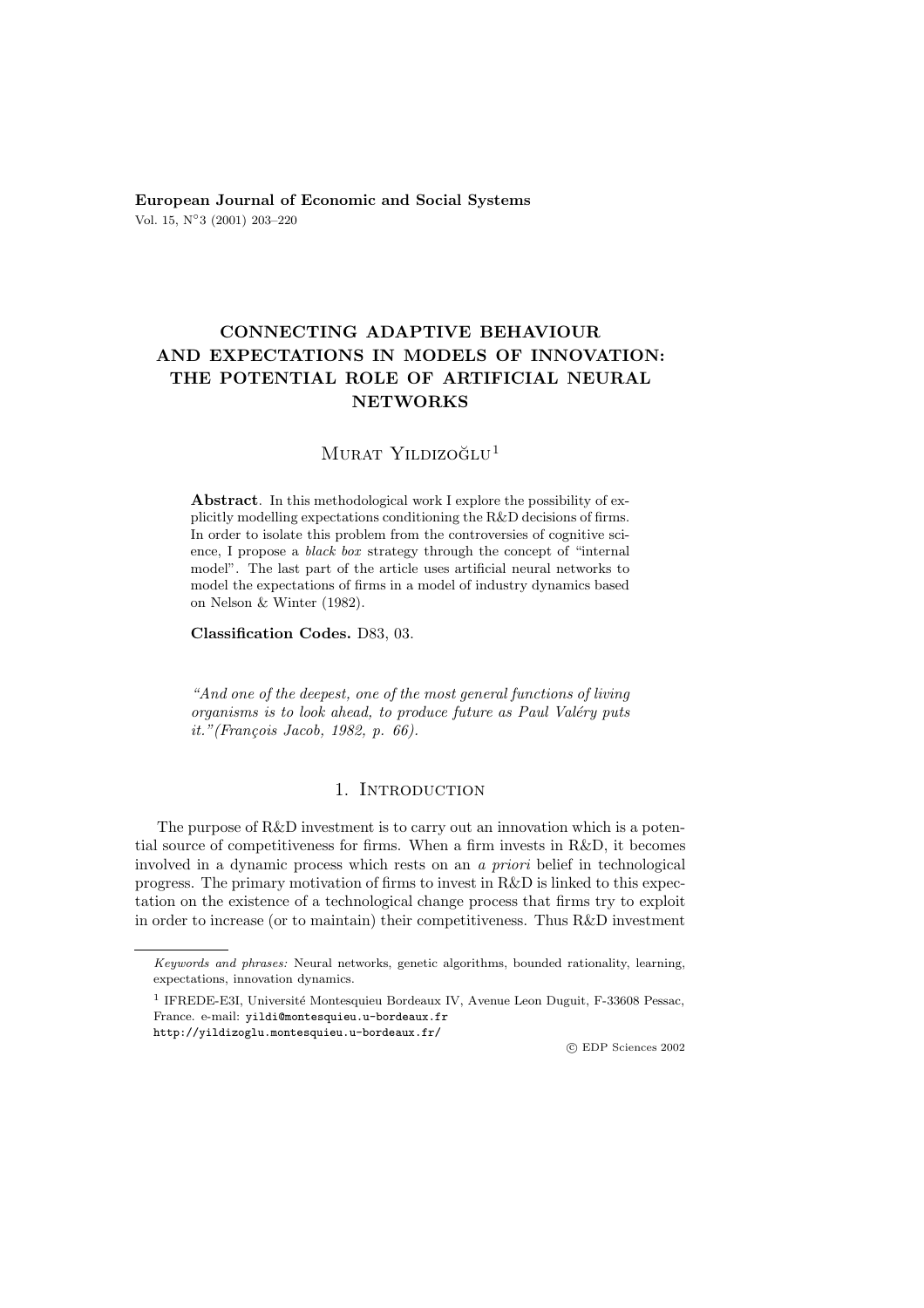**European Journal of Economic and Social Systems**
Vol. 15, N°3 (2001) 203–220

# CONNECTING ADAPTIVE BEHAVIOUR AND EXPECTATIONS IN MODELS OF INNOVATION: THE POTENTIAL ROLE OF ARTIFICIAL NEURAL NETWORKS

Murat Yildizoğlu[1]

**Abstract**. In this methodological work I explore the possibility of explicitly modelling expectations conditioning the R&D decisions of firms. In order to isolate this problem from the controversies of cognitive science, I propose a *black box* strategy through the concept of "internal model". The last part of the article uses artificial neural networks to model the expectations of firms in a model of industry dynamics based on Nelson & Winter (1982).

**Classification Codes.** D83, 03.

*"And one of the deepest, one of the most general functions of living organisms is to look ahead, to produce future as Paul Valéry puts it."(François Jacob, 1982, p. 66).*

## 1. Introduction

The purpose of R&D investment is to carry out an innovation which is a potential source of competitiveness for firms. When a firm invests in R&D, it becomes involved in a dynamic process which rests on an *a priori* belief in technological progress. The primary motivation of firms to invest in R&D is linked to this expectation on the existence of a technological change process that firms try to exploit in order to increase (or to maintain) their competitiveness. Thus R&D investment

---

*Keywords and phrases:* Neural networks, genetic algorithms, bounded rationality, learning, expectations, innovation dynamics.

[1] IFREDE-E3I, Université Montesquieu Bordeaux IV, Avenue Leon Duguit, F-33608 Pessac, France. e-mail: yildi@montesquieu.u-bordeaux.fr
http://yildizoglu.montesquieu.u-bordeaux.fr/

© EDP Sciences 2002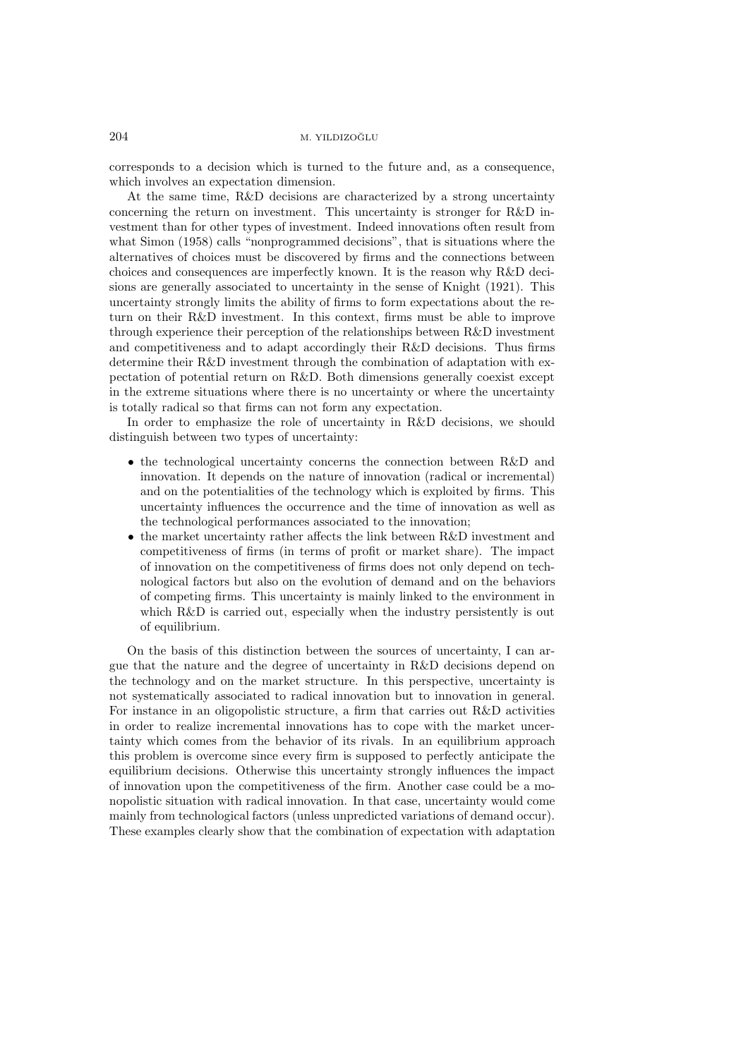corresponds to a decision which is turned to the future and, as a consequence, which involves an expectation dimension.

At the same time, R&D decisions are characterized by a strong uncertainty concerning the return on investment. This uncertainty is stronger for R&D investment than for other types of investment. Indeed innovations often result from what Simon (1958) calls "nonprogrammed decisions", that is situations where the alternatives of choices must be discovered by firms and the connections between choices and consequences are imperfectly known. It is the reason why R&D decisions are generally associated to uncertainty in the sense of Knight (1921). This uncertainty strongly limits the ability of firms to form expectations about the return on their R&D investment. In this context, firms must be able to improve through experience their perception of the relationships between R&D investment and competitiveness and to adapt accordingly their R&D decisions. Thus firms determine their R&D investment through the combination of adaptation with expectation of potential return on R&D. Both dimensions generally coexist except in the extreme situations where there is no uncertainty or where the uncertainty is totally radical so that firms can not form any expectation.

In order to emphasize the role of uncertainty in R&D decisions, we should distinguish between two types of uncertainty:

- the technological uncertainty concerns the connection between R&D and innovation. It depends on the nature of innovation (radical or incremental) and on the potentialities of the technology which is exploited by firms. This uncertainty influences the occurrence and the time of innovation as well as the technological performances associated to the innovation;
- the market uncertainty rather affects the link between R&D investment and competitiveness of firms (in terms of profit or market share). The impact of innovation on the competitiveness of firms does not only depend on technological factors but also on the evolution of demand and on the behaviors of competing firms. This uncertainty is mainly linked to the environment in which R&D is carried out, especially when the industry persistently is out of equilibrium.

On the basis of this distinction between the sources of uncertainty, I can argue that the nature and the degree of uncertainty in R&D decisions depend on the technology and on the market structure. In this perspective, uncertainty is not systematically associated to radical innovation but to innovation in general. For instance in an oligopolistic structure, a firm that carries out R&D activities in order to realize incremental innovations has to cope with the market uncertainty which comes from the behavior of its rivals. In an equilibrium approach this problem is overcome since every firm is supposed to perfectly anticipate the equilibrium decisions. Otherwise this uncertainty strongly influences the impact of innovation upon the competitiveness of the firm. Another case could be a monopolistic situation with radical innovation. In that case, uncertainty would come mainly from technological factors (unless unpredicted variations of demand occur). These examples clearly show that the combination of expectation with adaptation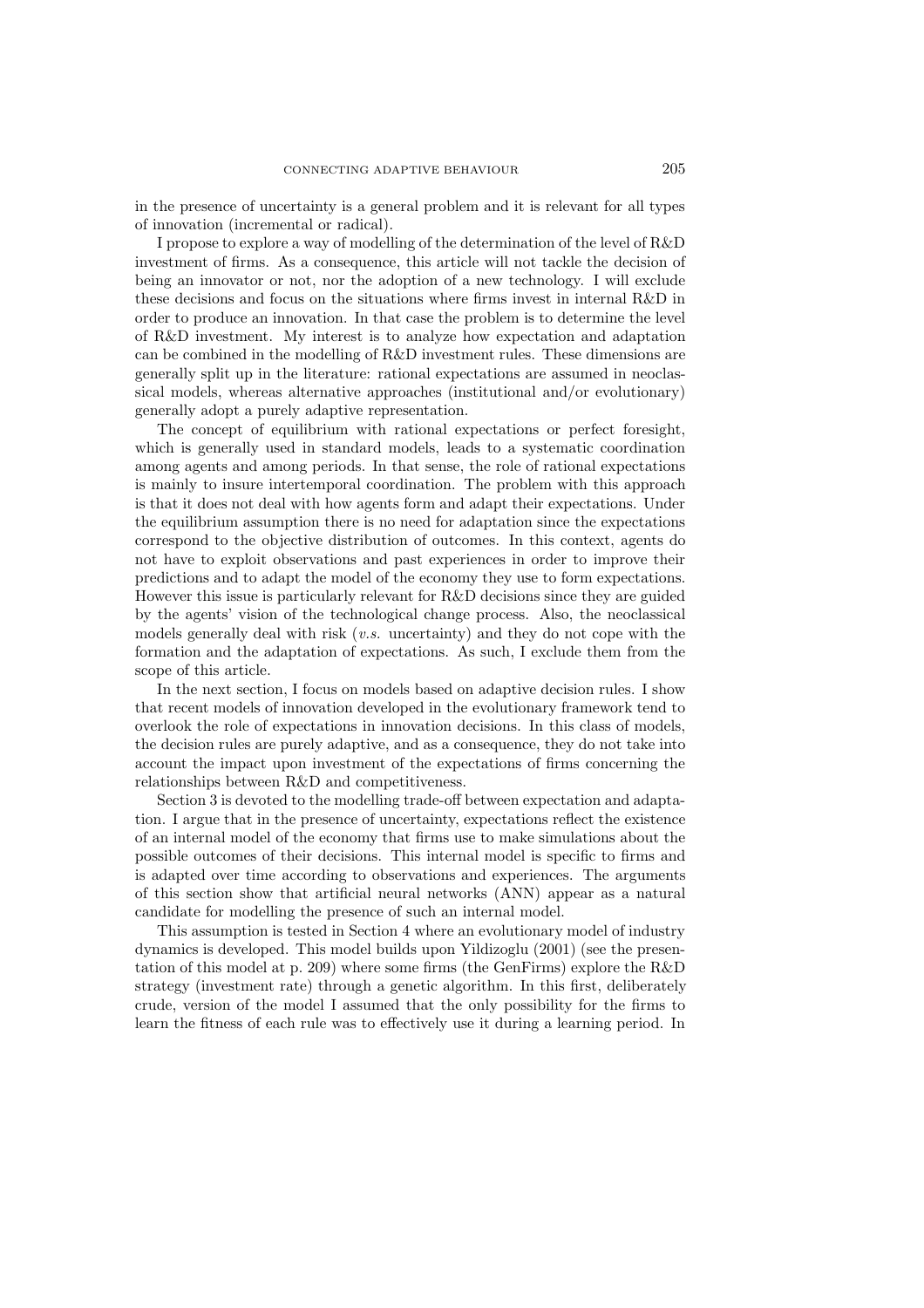in the presence of uncertainty is a general problem and it is relevant for all types of innovation (incremental or radical).

I propose to explore a way of modelling of the determination of the level of R&D investment of firms. As a consequence, this article will not tackle the decision of being an innovator or not, nor the adoption of a new technology. I will exclude these decisions and focus on the situations where firms invest in internal R&D in order to produce an innovation. In that case the problem is to determine the level of R&D investment. My interest is to analyze how expectation and adaptation can be combined in the modelling of R&D investment rules. These dimensions are generally split up in the literature: rational expectations are assumed in neoclassical models, whereas alternative approaches (institutional and/or evolutionary) generally adopt a purely adaptive representation.

The concept of equilibrium with rational expectations or perfect foresight, which is generally used in standard models, leads to a systematic coordination among agents and among periods. In that sense, the role of rational expectations is mainly to insure intertemporal coordination. The problem with this approach is that it does not deal with how agents form and adapt their expectations. Under the equilibrium assumption there is no need for adaptation since the expectations correspond to the objective distribution of outcomes. In this context, agents do not have to exploit observations and past experiences in order to improve their predictions and to adapt the model of the economy they use to form expectations. However this issue is particularly relevant for R&D decisions since they are guided by the agents' vision of the technological change process. Also, the neoclassical models generally deal with risk (*v.s.* uncertainty) and they do not cope with the formation and the adaptation of expectations. As such, I exclude them from the scope of this article.

In the next section, I focus on models based on adaptive decision rules. I show that recent models of innovation developed in the evolutionary framework tend to overlook the role of expectations in innovation decisions. In this class of models, the decision rules are purely adaptive, and as a consequence, they do not take into account the impact upon investment of the expectations of firms concerning the relationships between R&D and competitiveness.

Section 3 is devoted to the modelling trade-off between expectation and adaptation. I argue that in the presence of uncertainty, expectations reflect the existence of an internal model of the economy that firms use to make simulations about the possible outcomes of their decisions. This internal model is specific to firms and is adapted over time according to observations and experiences. The arguments of this section show that artificial neural networks (ANN) appear as a natural candidate for modelling the presence of such an internal model.

This assumption is tested in Section 4 where an evolutionary model of industry dynamics is developed. This model builds upon Yildizoglu (2001) (see the presentation of this model at p. 209) where some firms (the GenFirms) explore the R&D strategy (investment rate) through a genetic algorithm. In this first, deliberately crude, version of the model I assumed that the only possibility for the firms to learn the fitness of each rule was to effectively use it during a learning period. In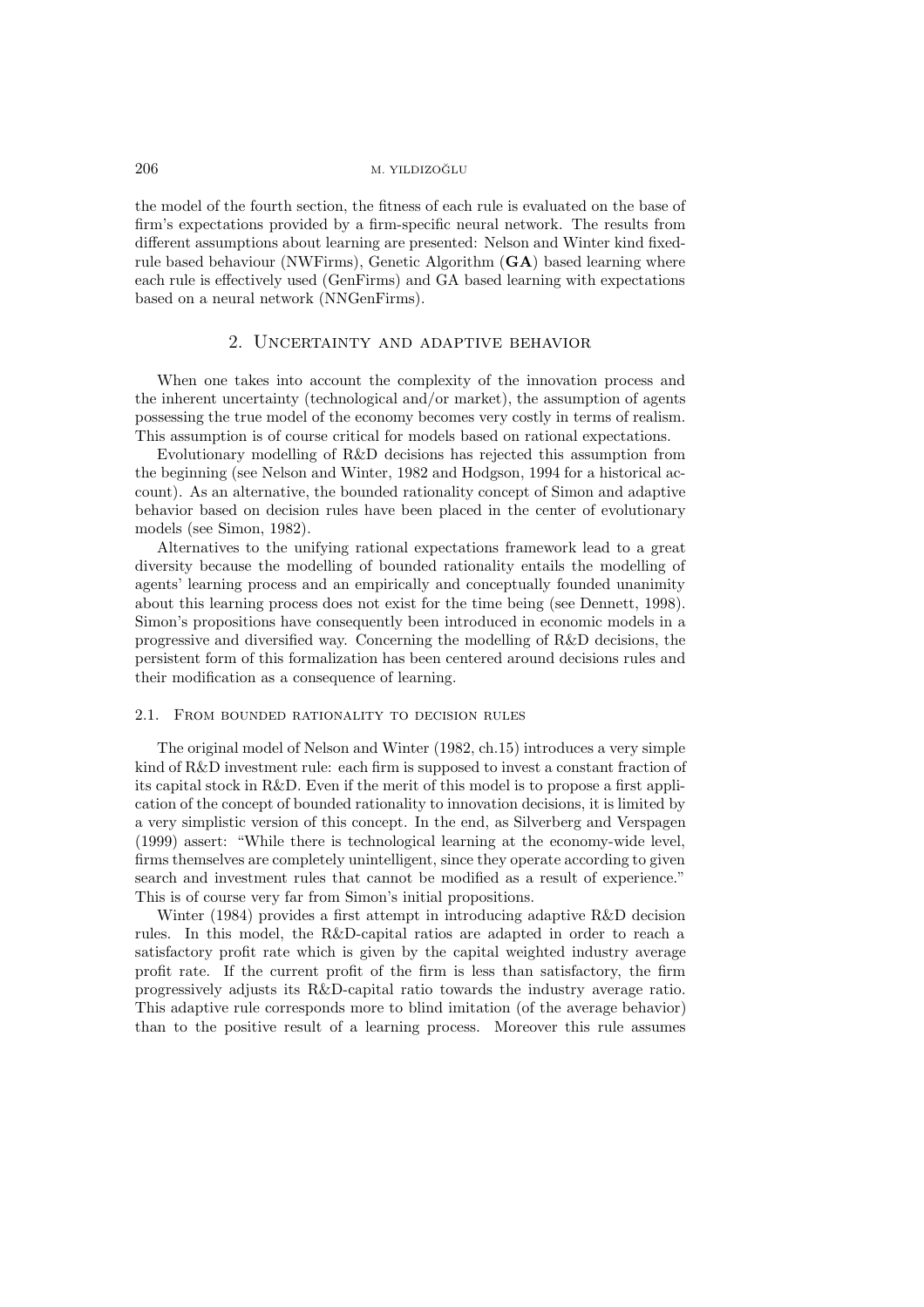the model of the fourth section, the fitness of each rule is evaluated on the base of firm's expectations provided by a firm-specific neural network. The results from different assumptions about learning are presented: Nelson and Winter kind fixed-rule based behaviour (NWFirms), Genetic Algorithm (**GA**) based learning where each rule is effectively used (GenFirms) and GA based learning with expectations based on a neural network (NNGenFirms).

## 2. Uncertainty and adaptive behavior

When one takes into account the complexity of the innovation process and the inherent uncertainty (technological and/or market), the assumption of agents possessing the true model of the economy becomes very costly in terms of realism. This assumption is of course critical for models based on rational expectations.

Evolutionary modelling of R&D decisions has rejected this assumption from the beginning (see Nelson and Winter, 1982 and Hodgson, 1994 for a historical account). As an alternative, the bounded rationality concept of Simon and adaptive behavior based on decision rules have been placed in the center of evolutionary models (see Simon, 1982).

Alternatives to the unifying rational expectations framework lead to a great diversity because the modelling of bounded rationality entails the modelling of agents' learning process and an empirically and conceptually founded unanimity about this learning process does not exist for the time being (see Dennett, 1998). Simon's propositions have consequently been introduced in economic models in a progressive and diversified way. Concerning the modelling of R&D decisions, the persistent form of this formalization has been centered around decisions rules and their modification as a consequence of learning.

### 2.1. From bounded rationality to decision rules

The original model of Nelson and Winter (1982, ch.15) introduces a very simple kind of R&D investment rule: each firm is supposed to invest a constant fraction of its capital stock in R&D. Even if the merit of this model is to propose a first application of the concept of bounded rationality to innovation decisions, it is limited by a very simplistic version of this concept. In the end, as Silverberg and Verspagen (1999) assert: "While there is technological learning at the economy-wide level, firms themselves are completely unintelligent, since they operate according to given search and investment rules that cannot be modified as a result of experience." This is of course very far from Simon's initial propositions.

Winter (1984) provides a first attempt in introducing adaptive R&D decision rules. In this model, the R&D-capital ratios are adapted in order to reach a satisfactory profit rate which is given by the capital weighted industry average profit rate. If the current profit of the firm is less than satisfactory, the firm progressively adjusts its R&D-capital ratio towards the industry average ratio. This adaptive rule corresponds more to blind imitation (of the average behavior) than to the positive result of a learning process. Moreover this rule assumes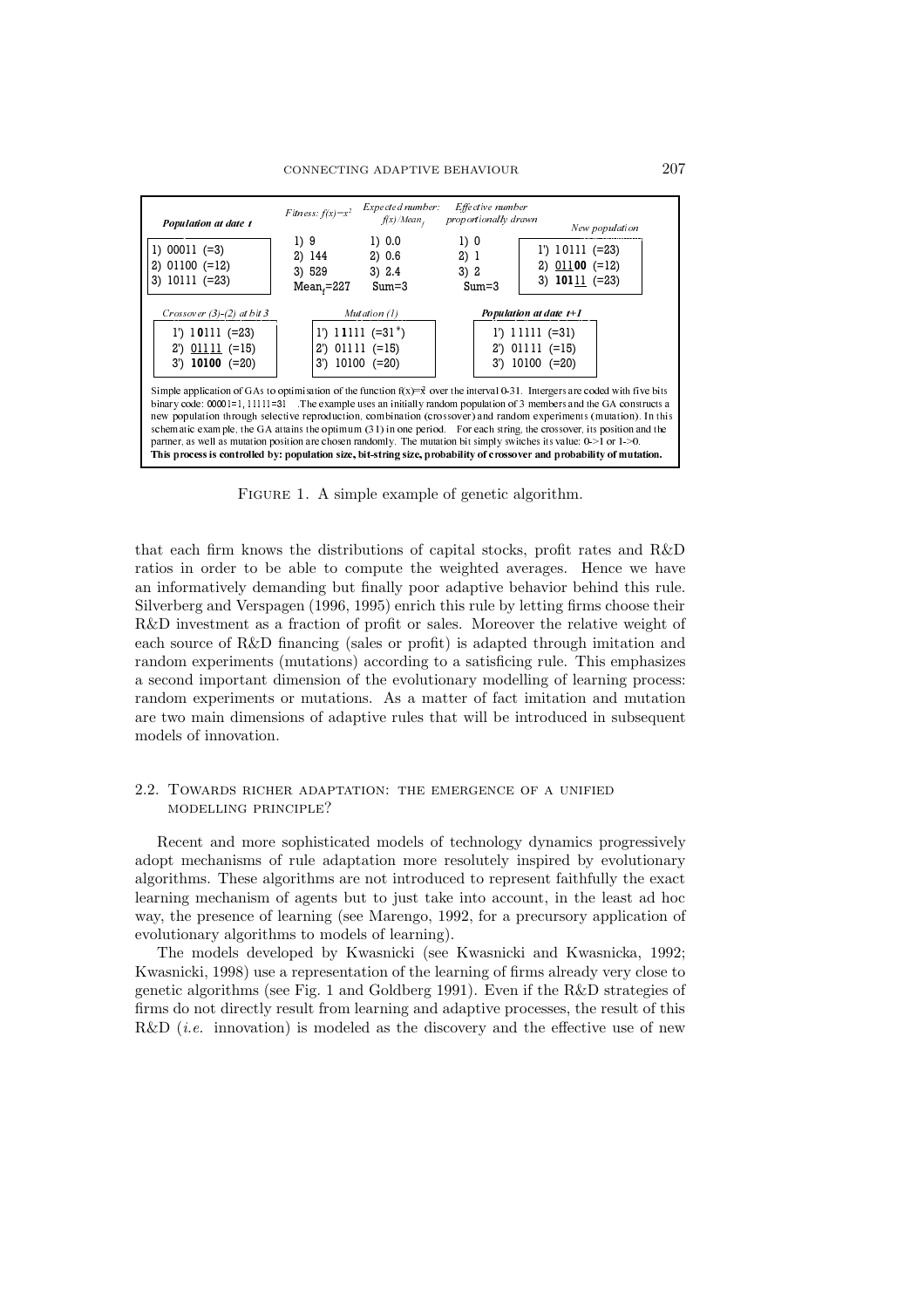| Population at date t | Fitness: $f(x)=x^2$ | Expected number: $f(x)/Mean_f$ | Effective number proportionally drawn | New population |
|---|---|---|---|---|
| 1) 00011 (=3) | 1) 9 | 1) 0.0 | 1) 0 | 1') 10111 (=23) |
| 2) 01100 (=12) | 2) 144 | 2) 0.6 | 2) 1 | 2) 011**00** (=12) |
| 3) 10111 (=23) | 3) 529 | 3) 2.4 | 3) 2 | 3) **101**11 (=23) |
| | $Mean_f$=227 | Sum=3 | Sum=3 | |

| Crossover (3)-(2) at bit 3 | Mutation (1) | Population at date t+1 |
|---|---|---|
| 1') 1**0**111 (=23) | 1') 1**1**111 (=31*) | 1') 11111 (=31) |
| 2') 01111 (=15) | 2') 01111 (=15) | 2') 01111 (=15) |
| 3') **10100** (=20) | 3') 10100 (=20) | 3') 10100 (=20) |

Simple application of GAs to optimisation of the function $f(x)=x^2$ over the interval 0-31. Intergers are coded with five bits binary code: 00001=1, 11111=31 . The example uses an initially random population of 3 members and the GA constructs a new population through selective reproduction, combination (crossover) and random experiments (mutation). In this schematic example, the GA attains the optimum (31) in one period. For each string, the crossover, its position and the partner, as well as mutation position are chosen randomly. The mutation bit simply switches its value: 0->1 or 1->0.
**This process is controlled by: population size, bit-string size, probability of crossover and probability of mutation.**

FIGURE 1. A simple example of genetic algorithm.

that each firm knows the distributions of capital stocks, profit rates and R&D ratios in order to be able to compute the weighted averages. Hence we have an informatively demanding but finally poor adaptive behavior behind this rule. Silverberg and Verspagen (1996, 1995) enrich this rule by letting firms choose their R&D investment as a fraction of profit or sales. Moreover the relative weight of each source of R&D financing (sales or profit) is adapted through imitation and random experiments (mutations) according to a satisficing rule. This emphasizes a second important dimension of the evolutionary modelling of learning process: random experiments or mutations. As a matter of fact imitation and mutation are two main dimensions of adaptive rules that will be introduced in subsequent models of innovation.

## 2.2. Towards richer adaptation: the emergence of a unified modelling principle?

Recent and more sophisticated models of technology dynamics progressively adopt mechanisms of rule adaptation more resolutely inspired by evolutionary algorithms. These algorithms are not introduced to represent faithfully the exact learning mechanism of agents but to just take into account, in the least ad hoc way, the presence of learning (see Marengo, 1992, for a precursory application of evolutionary algorithms to models of learning).

The models developed by Kwasnicki (see Kwasnicki and Kwasnicka, 1992; Kwasnicki, 1998) use a representation of the learning of firms already very close to genetic algorithms (see Fig. 1 and Goldberg 1991). Even if the R&D strategies of firms do not directly result from learning and adaptive processes, the result of this R&D (*i.e.* innovation) is modeled as the discovery and the effective use of new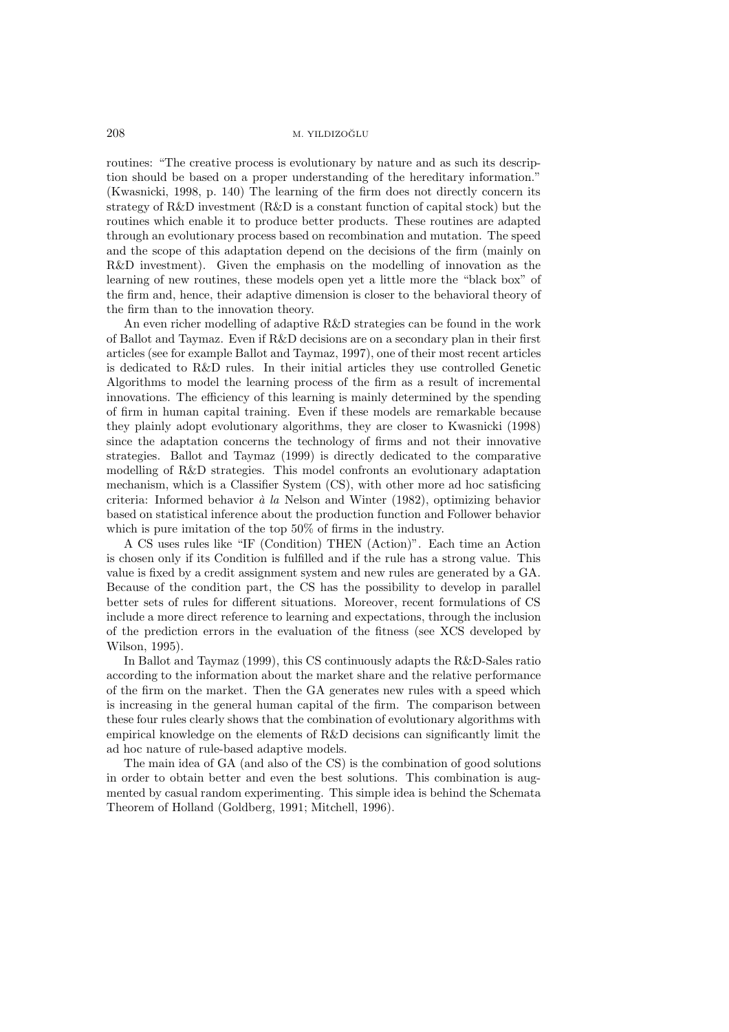routines: "The creative process is evolutionary by nature and as such its description should be based on a proper understanding of the hereditary information." (Kwasnicki, 1998, p. 140) The learning of the firm does not directly concern its strategy of R&D investment (R&D is a constant function of capital stock) but the routines which enable it to produce better products. These routines are adapted through an evolutionary process based on recombination and mutation. The speed and the scope of this adaptation depend on the decisions of the firm (mainly on R&D investment). Given the emphasis on the modelling of innovation as the learning of new routines, these models open yet a little more the "black box" of the firm and, hence, their adaptive dimension is closer to the behavioral theory of the firm than to the innovation theory.

An even richer modelling of adaptive R&D strategies can be found in the work of Ballot and Taymaz. Even if R&D decisions are on a secondary plan in their first articles (see for example Ballot and Taymaz, 1997), one of their most recent articles is dedicated to R&D rules. In their initial articles they use controlled Genetic Algorithms to model the learning process of the firm as a result of incremental innovations. The efficiency of this learning is mainly determined by the spending of firm in human capital training. Even if these models are remarkable because they plainly adopt evolutionary algorithms, they are closer to Kwasnicki (1998) since the adaptation concerns the technology of firms and not their innovative strategies. Ballot and Taymaz (1999) is directly dedicated to the comparative modelling of R&D strategies. This model confronts an evolutionary adaptation mechanism, which is a Classifier System (CS), with other more ad hoc satisficing criteria: Informed behavior *à la* Nelson and Winter (1982), optimizing behavior based on statistical inference about the production function and Follower behavior which is pure imitation of the top 50% of firms in the industry.

A CS uses rules like "IF (Condition) THEN (Action)". Each time an Action is chosen only if its Condition is fulfilled and if the rule has a strong value. This value is fixed by a credit assignment system and new rules are generated by a GA. Because of the condition part, the CS has the possibility to develop in parallel better sets of rules for different situations. Moreover, recent formulations of CS include a more direct reference to learning and expectations, through the inclusion of the prediction errors in the evaluation of the fitness (see XCS developed by Wilson, 1995).

In Ballot and Taymaz (1999), this CS continuously adapts the R&D-Sales ratio according to the information about the market share and the relative performance of the firm on the market. Then the GA generates new rules with a speed which is increasing in the general human capital of the firm. The comparison between these four rules clearly shows that the combination of evolutionary algorithms with empirical knowledge on the elements of R&D decisions can significantly limit the ad hoc nature of rule-based adaptive models.

The main idea of GA (and also of the CS) is the combination of good solutions in order to obtain better and even the best solutions. This combination is augmented by casual random experimenting. This simple idea is behind the Schemata Theorem of Holland (Goldberg, 1991; Mitchell, 1996).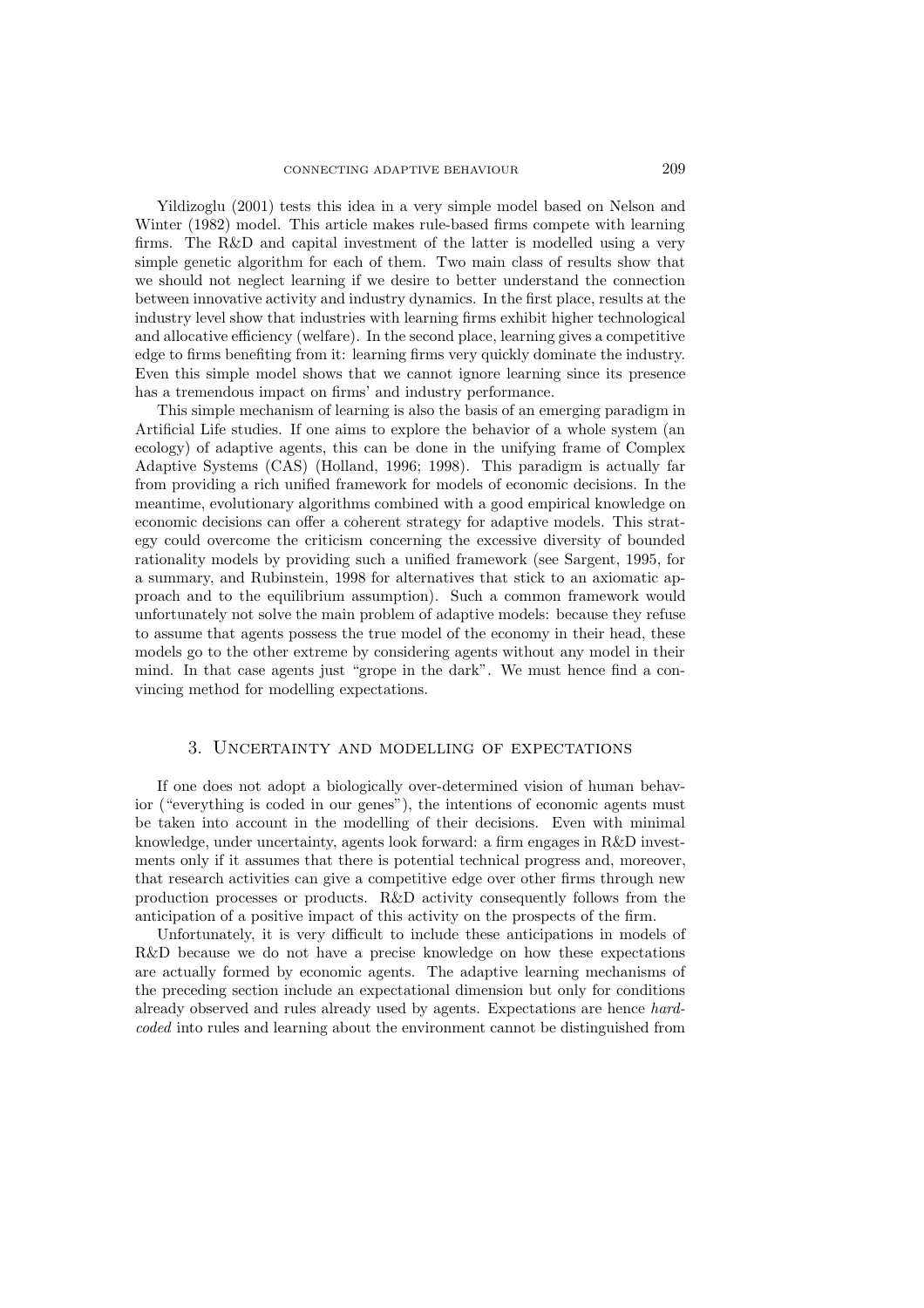Yildizoglu (2001) tests this idea in a very simple model based on Nelson and Winter (1982) model. This article makes rule-based firms compete with learning firms. The R&D and capital investment of the latter is modelled using a very simple genetic algorithm for each of them. Two main class of results show that we should not neglect learning if we desire to better understand the connection between innovative activity and industry dynamics. In the first place, results at the industry level show that industries with learning firms exhibit higher technological and allocative efficiency (welfare). In the second place, learning gives a competitive edge to firms benefiting from it: learning firms very quickly dominate the industry. Even this simple model shows that we cannot ignore learning since its presence has a tremendous impact on firms' and industry performance.

This simple mechanism of learning is also the basis of an emerging paradigm in Artificial Life studies. If one aims to explore the behavior of a whole system (an ecology) of adaptive agents, this can be done in the unifying frame of Complex Adaptive Systems (CAS) (Holland, 1996; 1998). This paradigm is actually far from providing a rich unified framework for models of economic decisions. In the meantime, evolutionary algorithms combined with a good empirical knowledge on economic decisions can offer a coherent strategy for adaptive models. This strategy could overcome the criticism concerning the excessive diversity of bounded rationality models by providing such a unified framework (see Sargent, 1995, for a summary, and Rubinstein, 1998 for alternatives that stick to an axiomatic approach and to the equilibrium assumption). Such a common framework would unfortunately not solve the main problem of adaptive models: because they refuse to assume that agents possess the true model of the economy in their head, these models go to the other extreme by considering agents without any model in their mind. In that case agents just "grope in the dark". We must hence find a convincing method for modelling expectations.

## 3. Uncertainty and modelling of expectations

If one does not adopt a biologically over-determined vision of human behavior ("everything is coded in our genes"), the intentions of economic agents must be taken into account in the modelling of their decisions. Even with minimal knowledge, under uncertainty, agents look forward: a firm engages in R&D investments only if it assumes that there is potential technical progress and, moreover, that research activities can give a competitive edge over other firms through new production processes or products. R&D activity consequently follows from the anticipation of a positive impact of this activity on the prospects of the firm.

Unfortunately, it is very difficult to include these anticipations in models of R&D because we do not have a precise knowledge on how these expectations are actually formed by economic agents. The adaptive learning mechanisms of the preceding section include an expectational dimension but only for conditions already observed and rules already used by agents. Expectations are hence *hard-coded* into rules and learning about the environment cannot be distinguished from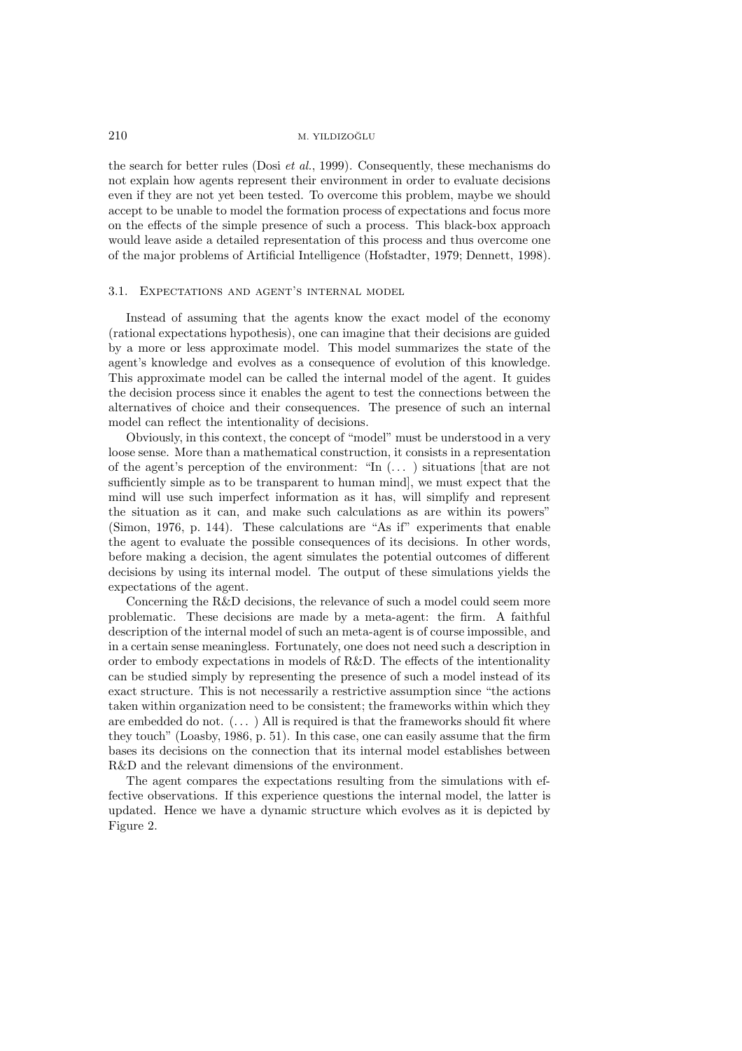the search for better rules (Dosi *et al.*, 1999). Consequently, these mechanisms do not explain how agents represent their environment in order to evaluate decisions even if they are not yet been tested. To overcome this problem, maybe we should accept to be unable to model the formation process of expectations and focus more on the effects of the simple presence of such a process. This black-box approach would leave aside a detailed representation of this process and thus overcome one of the major problems of Artificial Intelligence (Hofstadter, 1979; Dennett, 1998).

### 3.1. Expectations and agent's internal model

Instead of assuming that the agents know the exact model of the economy (rational expectations hypothesis), one can imagine that their decisions are guided by a more or less approximate model. This model summarizes the state of the agent's knowledge and evolves as a consequence of evolution of this knowledge. This approximate model can be called the internal model of the agent. It guides the decision process since it enables the agent to test the connections between the alternatives of choice and their consequences. The presence of such an internal model can reflect the intentionality of decisions.

Obviously, in this context, the concept of "model" must be understood in a very loose sense. More than a mathematical construction, it consists in a representation of the agent's perception of the environment: "In (... ) situations [that are not sufficiently simple as to be transparent to human mind], we must expect that the mind will use such imperfect information as it has, will simplify and represent the situation as it can, and make such calculations as are within its powers" (Simon, 1976, p. 144). These calculations are "As if" experiments that enable the agent to evaluate the possible consequences of its decisions. In other words, before making a decision, the agent simulates the potential outcomes of different decisions by using its internal model. The output of these simulations yields the expectations of the agent.

Concerning the R&D decisions, the relevance of such a model could seem more problematic. These decisions are made by a meta-agent: the firm. A faithful description of the internal model of such an meta-agent is of course impossible, and in a certain sense meaningless. Fortunately, one does not need such a description in order to embody expectations in models of R&D. The effects of the intentionality can be studied simply by representing the presence of such a model instead of its exact structure. This is not necessarily a restrictive assumption since "the actions taken within organization need to be consistent; the frameworks within which they are embedded do not. (... ) All is required is that the frameworks should fit where they touch" (Loasby, 1986, p. 51). In this case, one can easily assume that the firm bases its decisions on the connection that its internal model establishes between R&D and the relevant dimensions of the environment.

The agent compares the expectations resulting from the simulations with effective observations. If this experience questions the internal model, the latter is updated. Hence we have a dynamic structure which evolves as it is depicted by Figure 2.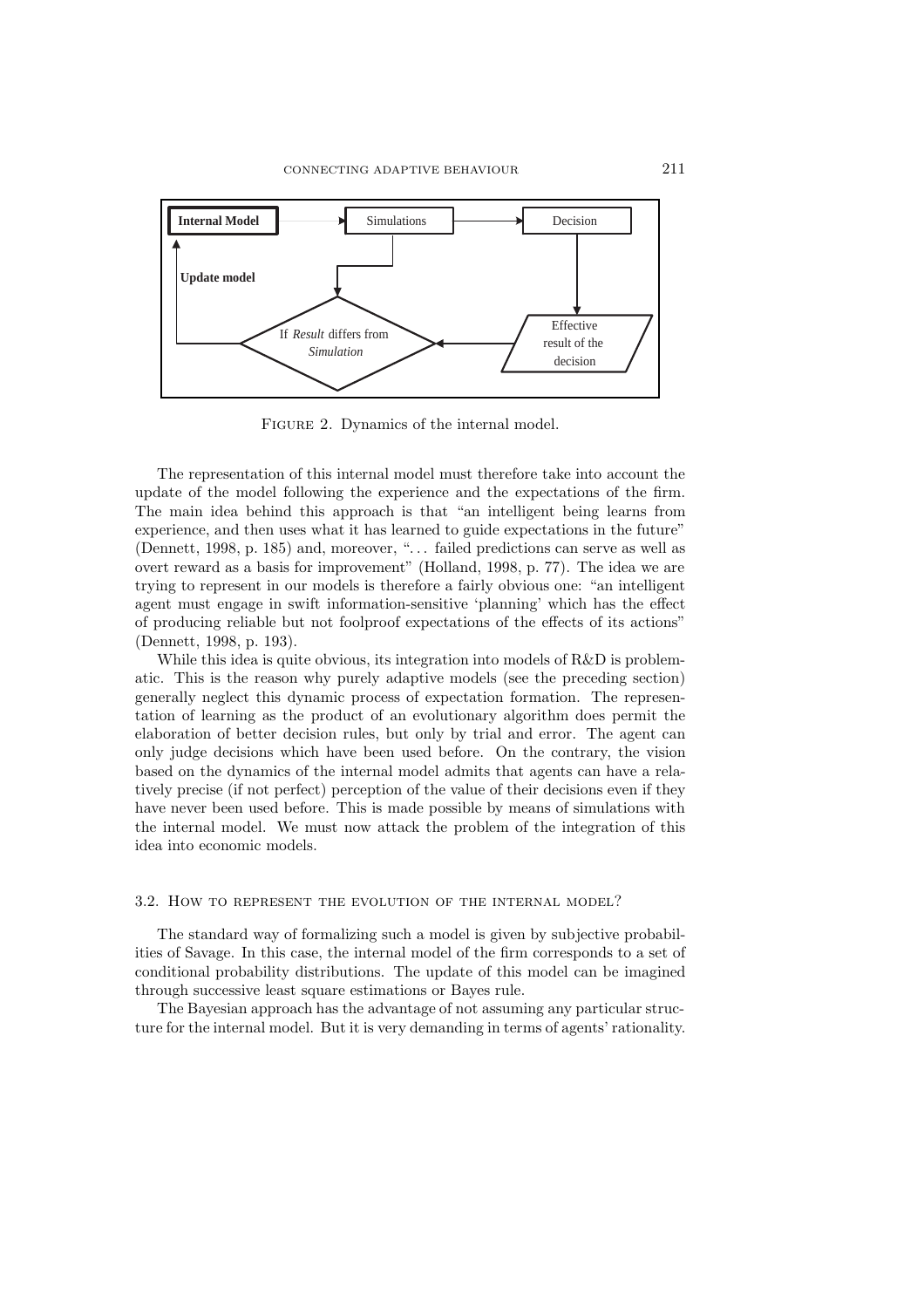FIGURE 2. Dynamics of the internal model.

The representation of this internal model must therefore take into account the update of the model following the experience and the expectations of the firm. The main idea behind this approach is that "an intelligent being learns from experience, and then uses what it has learned to guide expectations in the future" (Dennett, 1998, p. 185) and, moreover, "... failed predictions can serve as well as overt reward as a basis for improvement" (Holland, 1998, p. 77). The idea we are trying to represent in our models is therefore a fairly obvious one: "an intelligent agent must engage in swift information-sensitive 'planning' which has the effect of producing reliable but not foolproof expectations of the effects of its actions" (Dennett, 1998, p. 193).

While this idea is quite obvious, its integration into models of R&D is problematic. This is the reason why purely adaptive models (see the preceding section) generally neglect this dynamic process of expectation formation. The representation of learning as the product of an evolutionary algorithm does permit the elaboration of better decision rules, but only by trial and error. The agent can only judge decisions which have been used before. On the contrary, the vision based on the dynamics of the internal model admits that agents can have a relatively precise (if not perfect) perception of the value of their decisions even if they have never been used before. This is made possible by means of simulations with the internal model. We must now attack the problem of the integration of this idea into economic models.

### 3.2. How to represent the evolution of the internal model?

The standard way of formalizing such a model is given by subjective probabilities of Savage. In this case, the internal model of the firm corresponds to a set of conditional probability distributions. The update of this model can be imagined through successive least square estimations or Bayes rule.

The Bayesian approach has the advantage of not assuming any particular structure for the internal model. But it is very demanding in terms of agents' rationality.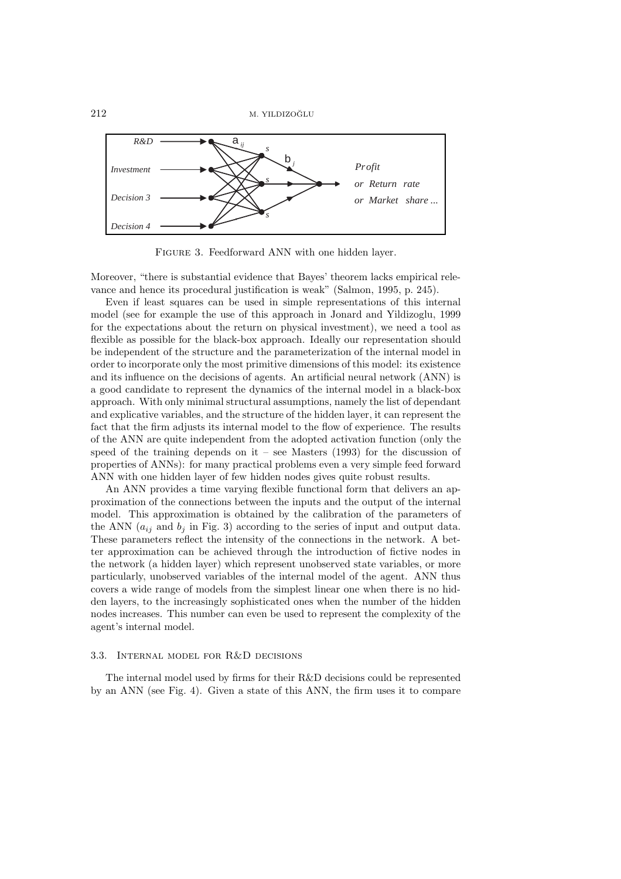FIGURE 3. Feedforward ANN with one hidden layer.

Moreover, "there is substantial evidence that Bayes' theorem lacks empirical relevance and hence its procedural justification is weak" (Salmon, 1995, p. 245).

Even if least squares can be used in simple representations of this internal model (see for example the use of this approach in Jonard and Yildizoglu, 1999 for the expectations about the return on physical investment), we need a tool as flexible as possible for the black-box approach. Ideally our representation should be independent of the structure and the parameterization of the internal model in order to incorporate only the most primitive dimensions of this model: its existence and its influence on the decisions of agents. An artificial neural network (ANN) is a good candidate to represent the dynamics of the internal model in a black-box approach. With only minimal structural assumptions, namely the list of dependant and explicative variables, and the structure of the hidden layer, it can represent the fact that the firm adjusts its internal model to the flow of experience. The results of the ANN are quite independent from the adopted activation function (only the speed of the training depends on it – see Masters (1993) for the discussion of properties of ANNs): for many practical problems even a very simple feed forward ANN with one hidden layer of few hidden nodes gives quite robust results.

An ANN provides a time varying flexible functional form that delivers an approximation of the connections between the inputs and the output of the internal model. This approximation is obtained by the calibration of the parameters of the ANN ($a_{ij}$ and $b_j$ in Fig. 3) according to the series of input and output data. These parameters reflect the intensity of the connections in the network. A better approximation can be achieved through the introduction of fictive nodes in the network (a hidden layer) which represent unobserved state variables, or more particularly, unobserved variables of the internal model of the agent. ANN thus covers a wide range of models from the simplest linear one when there is no hidden layers, to the increasingly sophisticated ones when the number of the hidden nodes increases. This number can even be used to represent the complexity of the agent's internal model.

### 3.3. Internal model for R&D decisions

The internal model used by firms for their R&D decisions could be represented by an ANN (see Fig. 4). Given a state of this ANN, the firm uses it to compare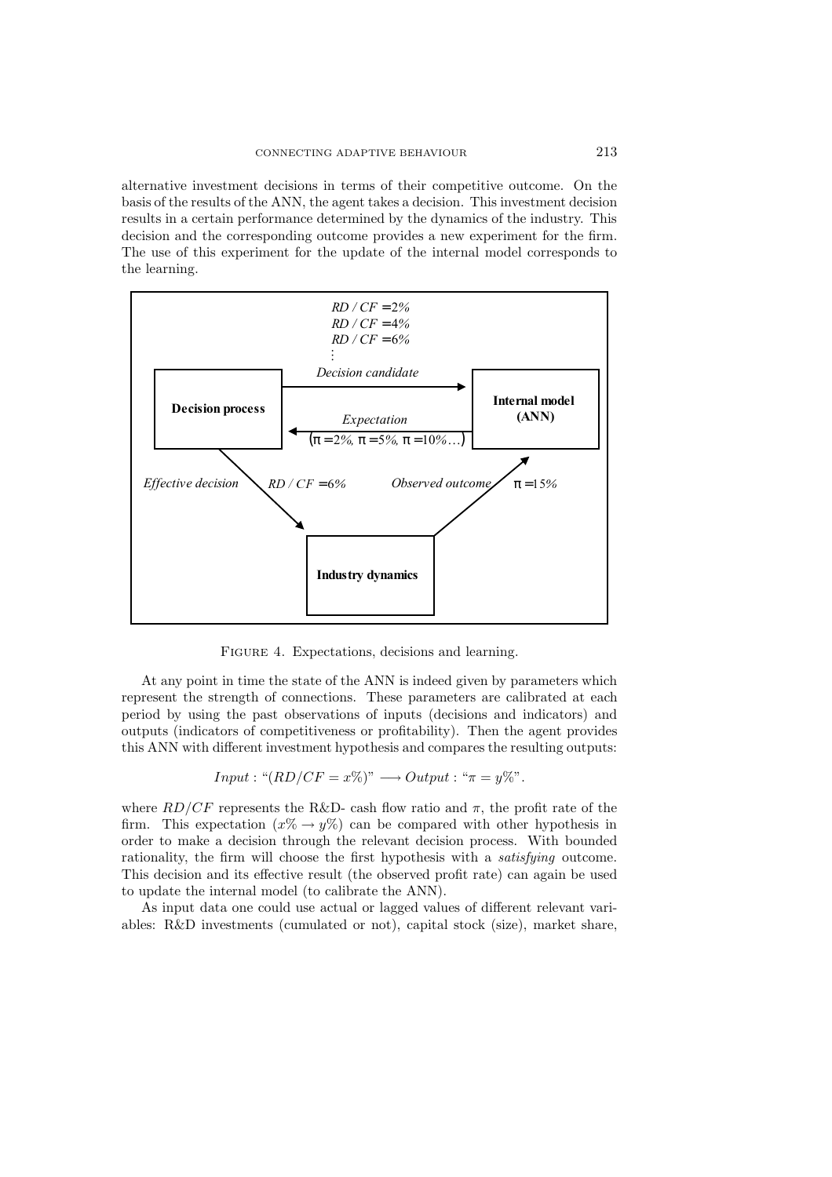alternative investment decisions in terms of their competitive outcome. On the basis of the results of the ANN, the agent takes a decision. This investment decision results in a certain performance determined by the dynamics of the industry. This decision and the corresponding outcome provides a new experiment for the firm. The use of this experiment for the update of the internal model corresponds to the learning.

FIGURE 4. Expectations, decisions and learning.

At any point in time the state of the ANN is indeed given by parameters which represent the strength of connections. These parameters are calibrated at each period by using the past observations of inputs (decisions and indicators) and outputs (indicators of competitiveness or profitability). Then the agent provides this ANN with different investment hypothesis and compares the resulting outputs:

$$Input : \text{“}(RD/CF = x\%)\text{”} \longrightarrow Output : \text{“}\pi = y\%\text{”}.$$

where $RD/CF$ represents the R&D- cash flow ratio and $\pi$, the profit rate of the firm. This expectation ($x\% \rightarrow y\%$) can be compared with other hypothesis in order to make a decision through the relevant decision process. With bounded rationality, the firm will choose the first hypothesis with a *satisfying* outcome. This decision and its effective result (the observed profit rate) can again be used to update the internal model (to calibrate the ANN).

As input data one could use actual or lagged values of different relevant variables: R&D investments (cumulated or not), capital stock (size), market share,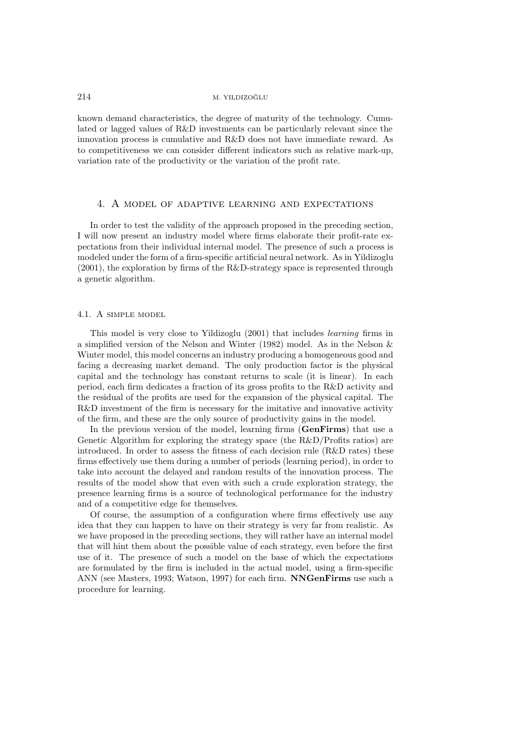known demand characteristics, the degree of maturity of the technology. Cumulated or lagged values of R&D investments can be particularly relevant since the innovation process is cumulative and R&D does not have immediate reward. As to competitiveness we can consider different indicators such as relative mark-up, variation rate of the productivity or the variation of the profit rate.

## 4. A model of adaptive learning and expectations

In order to test the validity of the approach proposed in the preceding section, I will now present an industry model where firms elaborate their profit-rate expectations from their individual internal model. The presence of such a process is modeled under the form of a firm-specific artificial neural network. As in Yildizoglu (2001), the exploration by firms of the R&D-strategy space is represented through a genetic algorithm.

### 4.1. A simple model

This model is very close to Yildizoglu (2001) that includes *learning* firms in a simplified version of the Nelson and Winter (1982) model. As in the Nelson & Winter model, this model concerns an industry producing a homogeneous good and facing a decreasing market demand. The only production factor is the physical capital and the technology has constant returns to scale (it is linear). In each period, each firm dedicates a fraction of its gross profits to the R&D activity and the residual of the profits are used for the expansion of the physical capital. The R&D investment of the firm is necessary for the imitative and innovative activity of the firm, and these are the only source of productivity gains in the model.

In the previous version of the model, learning firms (**GenFirms**) that use a Genetic Algorithm for exploring the strategy space (the R&D/Profits ratios) are introduced. In order to assess the fitness of each decision rule (R&D rates) these firms effectively use them during a number of periods (learning period), in order to take into account the delayed and random results of the innovation process. The results of the model show that even with such a crude exploration strategy, the presence learning firms is a source of technological performance for the industry and of a competitive edge for themselves.

Of course, the assumption of a configuration where firms effectively use any idea that they can happen to have on their strategy is very far from realistic. As we have proposed in the preceding sections, they will rather have an internal model that will hint them about the possible value of each strategy, even before the first use of it. The presence of such a model on the base of which the expectations are formulated by the firm is included in the actual model, using a firm-specific ANN (see Masters, 1993; Watson, 1997) for each firm. **NNGenFirms** use such a procedure for learning.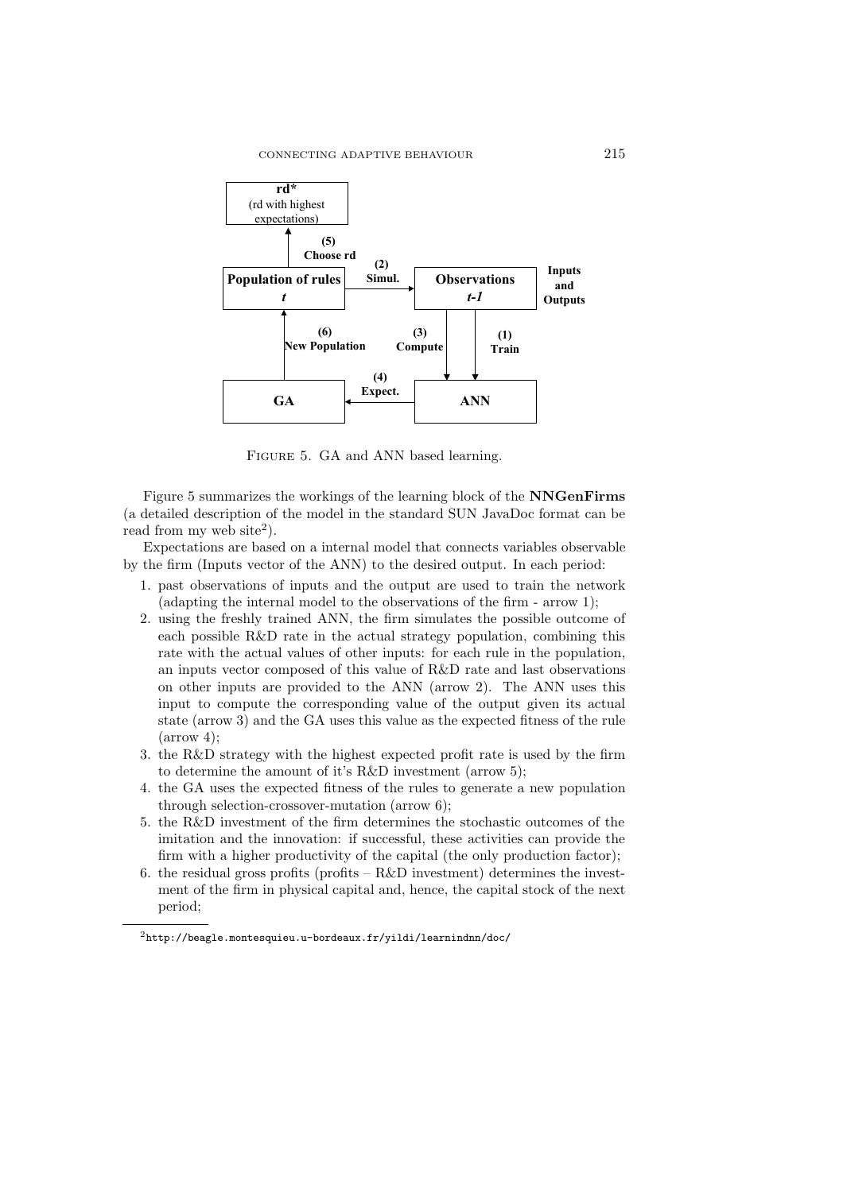FIGURE 5. GA and ANN based learning.

Figure 5 summarizes the workings of the learning block of the **NNGenFirms** (a detailed description of the model in the standard SUN JavaDoc format can be read from my web site[2]).

Expectations are based on a internal model that connects variables observable by the firm (Inputs vector of the ANN) to the desired output. In each period:

1. past observations of inputs and the output are used to train the network (adapting the internal model to the observations of the firm - arrow 1);
2. using the freshly trained ANN, the firm simulates the possible outcome of each possible R&D rate in the actual strategy population, combining this rate with the actual values of other inputs: for each rule in the population, an inputs vector composed of this value of R&D rate and last observations on other inputs are provided to the ANN (arrow 2). The ANN uses this input to compute the corresponding value of the output given its actual state (arrow 3) and the GA uses this value as the expected fitness of the rule (arrow 4);
3. the R&D strategy with the highest expected profit rate is used by the firm to determine the amount of it's R&D investment (arrow 5);
4. the GA uses the expected fitness of the rules to generate a new population through selection-crossover-mutation (arrow 6);
5. the R&D investment of the firm determines the stochastic outcomes of the imitation and the innovation: if successful, these activities can provide the firm with a higher productivity of the capital (the only production factor);
6. the residual gross profits (profits – R&D investment) determines the investment of the firm in physical capital and, hence, the capital stock of the next period;

[2] http://beagle.montesquieu.u-bordeaux.fr/yildi/learnindnn/doc/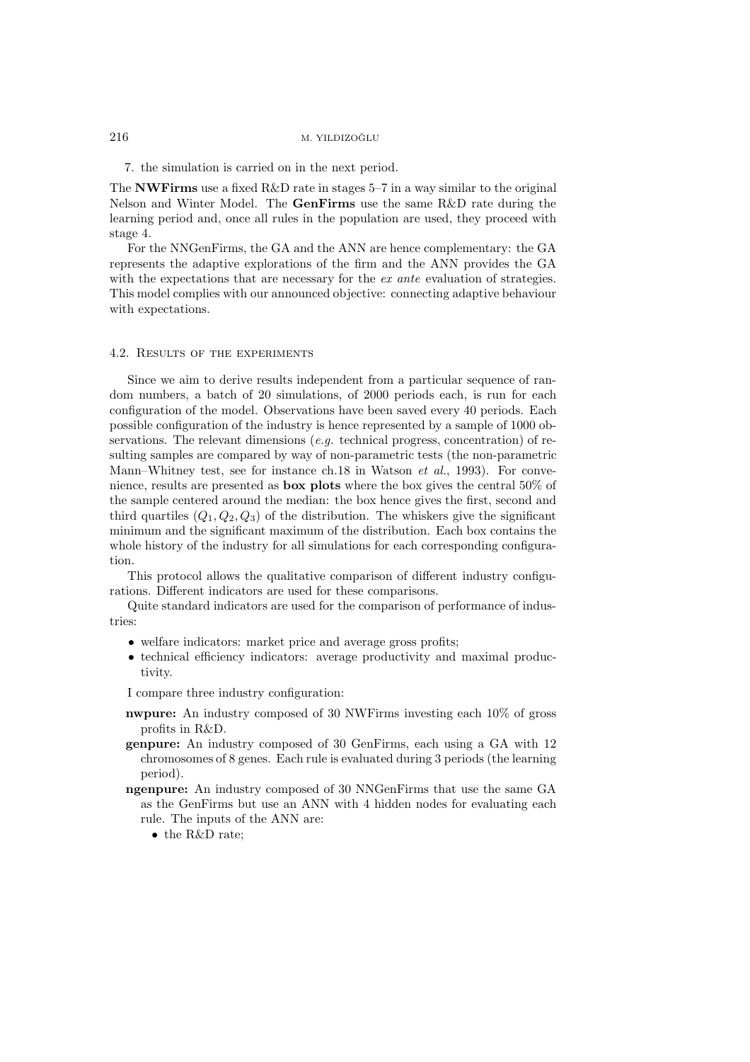7. the simulation is carried on in the next period.

The **NWFirms** use a fixed R&D rate in stages 5–7 in a way similar to the original Nelson and Winter Model. The **GenFirms** use the same R&D rate during the learning period and, once all rules in the population are used, they proceed with stage 4.

For the NNGenFirms, the GA and the ANN are hence complementary: the GA represents the adaptive explorations of the firm and the ANN provides the GA with the expectations that are necessary for the *ex ante* evaluation of strategies. This model complies with our announced objective: connecting adaptive behaviour with expectations.

### 4.2. Results of the experiments

Since we aim to derive results independent from a particular sequence of random numbers, a batch of 20 simulations, of 2000 periods each, is run for each configuration of the model. Observations have been saved every 40 periods. Each possible configuration of the industry is hence represented by a sample of 1000 observations. The relevant dimensions (*e.g.* technical progress, concentration) of resulting samples are compared by way of non-parametric tests (the non-parametric Mann–Whitney test, see for instance ch.18 in Watson *et al.*, 1993). For convenience, results are presented as **box plots** where the box gives the central 50% of the sample centered around the median: the box hence gives the first, second and third quartiles $(Q_1, Q_2, Q_3)$ of the distribution. The whiskers give the significant minimum and the significant maximum of the distribution. Each box contains the whole history of the industry for all simulations for each corresponding configuration.

This protocol allows the qualitative comparison of different industry configurations. Different indicators are used for these comparisons.

Quite standard indicators are used for the comparison of performance of industries:

- welfare indicators: market price and average gross profits;
- technical efficiency indicators: average productivity and maximal productivity.

I compare three industry configuration:

**nwpure:** An industry composed of 30 NWFirms investing each 10% of gross profits in R&D.

**genpure:** An industry composed of 30 GenFirms, each using a GA with 12 chromosomes of 8 genes. Each rule is evaluated during 3 periods (the learning period).

**ngenpure:** An industry composed of 30 NNGenFirms that use the same GA as the GenFirms but use an ANN with 4 hidden nodes for evaluating each rule. The inputs of the ANN are:

- the R&D rate;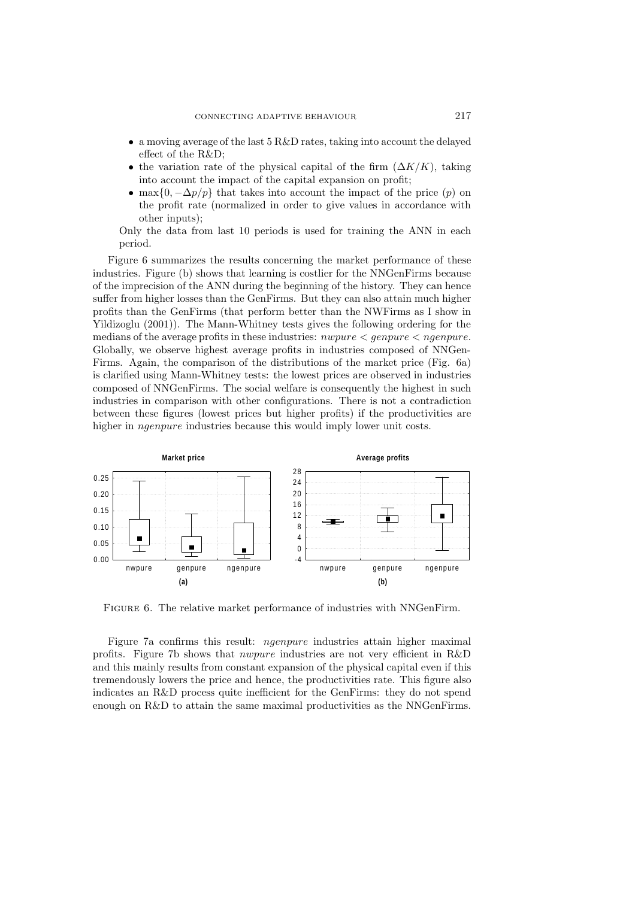- a moving average of the last 5 R&D rates, taking into account the delayed effect of the R&D;
- the variation rate of the physical capital of the firm ($\Delta K/K$), taking into account the impact of the capital expansion on profit;
- $\max\{0, -\Delta p/p\}$ that takes into account the impact of the price ($p$) on the profit rate (normalized in order to give values in accordance with other inputs);

Only the data from last 10 periods is used for training the ANN in each period.

Figure 6 summarizes the results concerning the market performance of these industries. Figure (b) shows that learning is costlier for the NNGenFirms because of the imprecision of the ANN during the beginning of the history. They can hence suffer from higher losses than the GenFirms. But they can also attain much higher profits than the GenFirms (that perform better than the NWFirms as I show in Yildizoglu (2001)). The Mann-Whitney tests gives the following ordering for the medians of the average profits in these industries: *nwpure* < *genpure* < *ngenpure*. Globally, we observe highest average profits in industries composed of NNGenFirms. Again, the comparison of the distributions of the market price (Fig. 6a) is clarified using Mann-Whitney tests: the lowest prices are observed in industries composed of NNGenFirms. The social welfare is consequently the highest in such industries in comparison with other configurations. There is not a contradiction between these figures (lowest prices but higher profits) if the productivities are higher in *ngenpure* industries because this would imply lower unit costs.

FIGURE 6. The relative market performance of industries with NNGenFirm.

Figure 7a confirms this result: *ngenpure* industries attain higher maximal profits. Figure 7b shows that *nwpure* industries are not very efficient in R&D and this mainly results from constant expansion of the physical capital even if this tremendously lowers the price and hence, the productivities rate. This figure also indicates an R&D process quite inefficient for the GenFirms: they do not spend enough on R&D to attain the same maximal productivities as the NNGenFirms.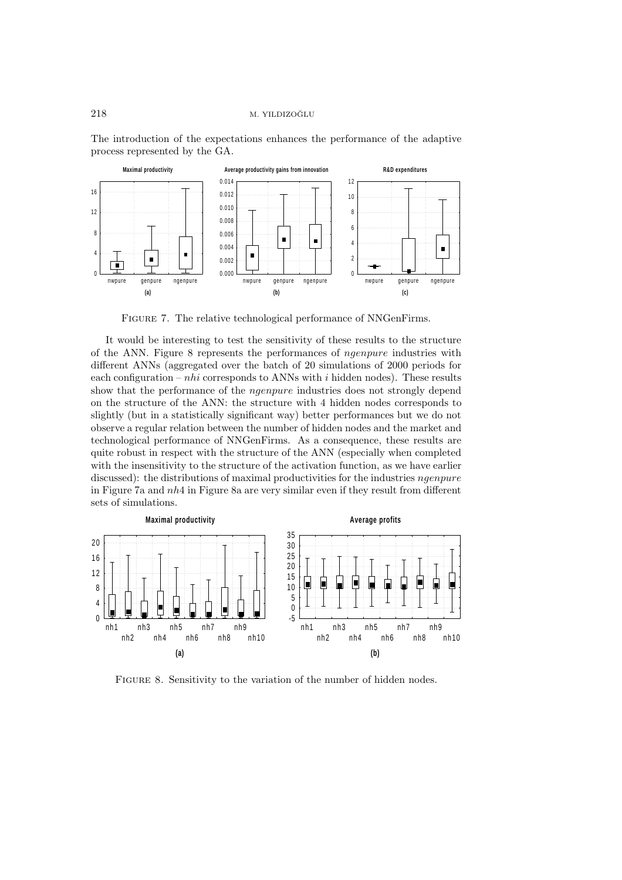The introduction of the expectations enhances the performance of the adaptive process represented by the GA.

Figure 7. The relative technological performance of NNGenFirms.

It would be interesting to test the sensitivity of these results to the structure of the ANN. Figure 8 represents the performances of *ngenpure* industries with different ANNs (aggregated over the batch of 20 simulations of 2000 periods for each configuration – *nhi* corresponds to ANNs with $i$ hidden nodes). These results show that the performance of the *ngenpure* industries does not strongly depend on the structure of the ANN: the structure with 4 hidden nodes corresponds to slightly (but in a statistically significant way) better performances but we do not observe a regular relation between the number of hidden nodes and the market and technological performance of NNGenFirms. As a consequence, these results are quite robust in respect with the structure of the ANN (especially when completed with the insensitivity to the structure of the activation function, as we have earlier discussed): the distributions of maximal productivities for the industries *ngenpure* in Figure 7a and *nh*4 in Figure 8a are very similar even if they result from different sets of simulations.

Figure 8. Sensitivity to the variation of the number of hidden nodes.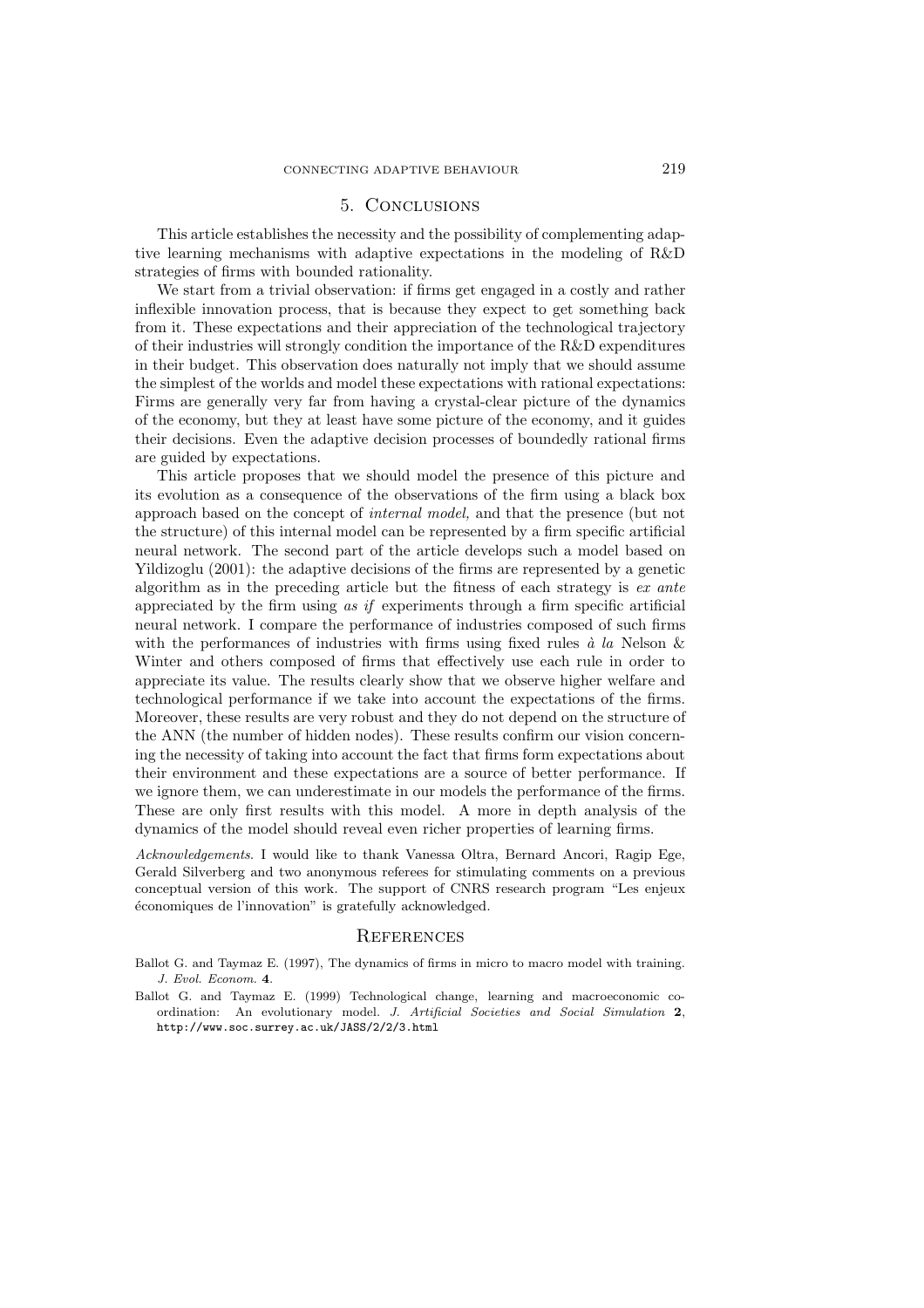## 5. Conclusions

This article establishes the necessity and the possibility of complementing adaptive learning mechanisms with adaptive expectations in the modeling of R&D strategies of firms with bounded rationality.

We start from a trivial observation: if firms get engaged in a costly and rather inflexible innovation process, that is because they expect to get something back from it. These expectations and their appreciation of the technological trajectory of their industries will strongly condition the importance of the R&D expenditures in their budget. This observation does naturally not imply that we should assume the simplest of the worlds and model these expectations with rational expectations: Firms are generally very far from having a crystal-clear picture of the dynamics of the economy, but they at least have some picture of the economy, and it guides their decisions. Even the adaptive decision processes of boundedly rational firms are guided by expectations.

This article proposes that we should model the presence of this picture and its evolution as a consequence of the observations of the firm using a black box approach based on the concept of *internal model,* and that the presence (but not the structure) of this internal model can be represented by a firm specific artificial neural network. The second part of the article develops such a model based on Yildizoglu (2001): the adaptive decisions of the firms are represented by a genetic algorithm as in the preceding article but the fitness of each strategy is *ex ante* appreciated by the firm using *as if* experiments through a firm specific artificial neural network. I compare the performance of industries composed of such firms with the performances of industries with firms using fixed rules *à la* Nelson & Winter and others composed of firms that effectively use each rule in order to appreciate its value. The results clearly show that we observe higher welfare and technological performance if we take into account the expectations of the firms. Moreover, these results are very robust and they do not depend on the structure of the ANN (the number of hidden nodes). These results confirm our vision concerning the necessity of taking into account the fact that firms form expectations about their environment and these expectations are a source of better performance. If we ignore them, we can underestimate in our models the performance of the firms. These are only first results with this model. A more in depth analysis of the dynamics of the model should reveal even richer properties of learning firms.

*Acknowledgements*. I would like to thank Vanessa Oltra, Bernard Ancori, Ragip Ege, Gerald Silverberg and two anonymous referees for stimulating comments on a previous conceptual version of this work. The support of CNRS research program "Les enjeux économiques de l'innovation" is gratefully acknowledged.

## References

Ballot G. and Taymaz E. (1997), The dynamics of firms in micro to macro model with training. *J. Evol. Econom.* **4**.

Ballot G. and Taymaz E. (1999) Technological change, learning and macroeconomic coordination: An evolutionary model. *J. Artificial Societies and Social Simulation* **2**, http://www.soc.surrey.ac.uk/JASS/2/2/3.html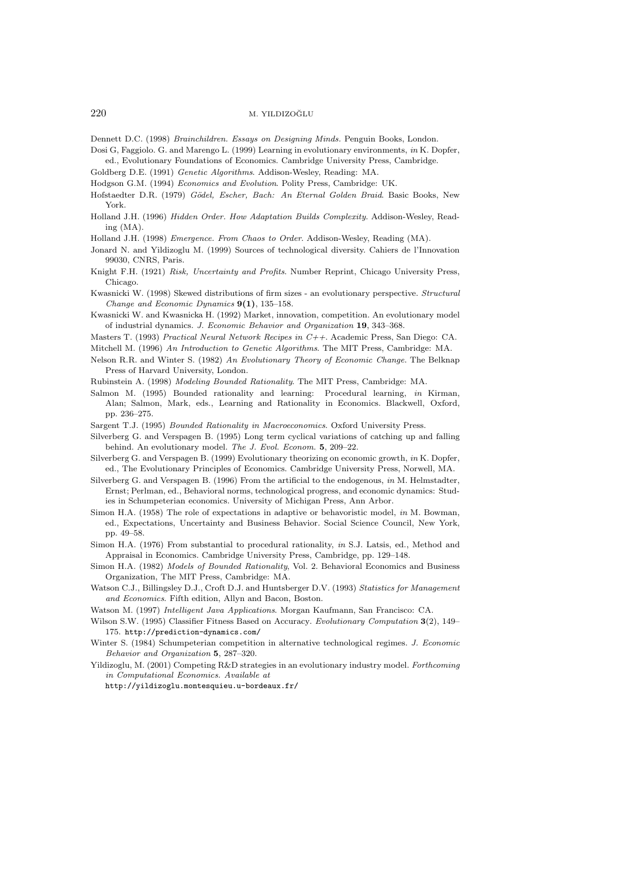Dennett D.C. (1998) *Brainchildren. Essays on Designing Minds*. Penguin Books, London.

Dosi G, Faggiolo. G. and Marengo L. (1999) Learning in evolutionary environments, *in* K. Dopfer, ed., Evolutionary Foundations of Economics. Cambridge University Press, Cambridge.

Goldberg D.E. (1991) *Genetic Algorithms*. Addison-Wesley, Reading: MA.

Hodgson G.M. (1994) *Economics and Evolution*. Polity Press, Cambridge: UK.

Hofstaedter D.R. (1979) *Gödel, Escher, Bach: An Eternal Golden Braid*. Basic Books, New York.

Holland J.H. (1996) *Hidden Order. How Adaptation Builds Complexity*. Addison-Wesley, Reading (MA).

Holland J.H. (1998) *Emergence. From Chaos to Order*. Addison-Wesley, Reading (MA).

Jonard N. and Yildizoglu M. (1999) Sources of technological diversity. Cahiers de l'Innovation 99030, CNRS, Paris.

Knight F.H. (1921) *Risk, Uncertainty and Profits*. Number Reprint, Chicago University Press, Chicago.

Kwasnicki W. (1998) Skewed distributions of firm sizes - an evolutionary perspective. *Structural Change and Economic Dynamics* **9(1)**, 135–158.

Kwasnicki W. and Kwasnicka H. (1992) Market, innovation, competition. An evolutionary model of industrial dynamics. *J. Economic Behavior and Organization* **19**, 343–368.

Masters T. (1993) *Practical Neural Network Recipes in C++*. Academic Press, San Diego: CA.

Mitchell M. (1996) *An Introduction to Genetic Algorithms*. The MIT Press, Cambridge: MA.

Nelson R.R. and Winter S. (1982) *An Evolutionary Theory of Economic Change*. The Belknap Press of Harvard University, London.

Rubinstein A. (1998) *Modeling Bounded Rationality*. The MIT Press, Cambridge: MA.

Salmon M. (1995) Bounded rationality and learning: Procedural learning, *in* Kirman, Alan; Salmon, Mark, eds., Learning and Rationality in Economics. Blackwell, Oxford, pp. 236–275.

Sargent T.J. (1995) *Bounded Rationality in Macroeconomics*. Oxford University Press.

Silverberg G. and Verspagen B. (1995) Long term cyclical variations of catching up and falling behind. An evolutionary model. *The J. Evol. Econom.* **5**, 209–22.

Silverberg G. and Verspagen B. (1999) Evolutionary theorizing on economic growth, *in* K. Dopfer, ed., The Evolutionary Principles of Economics. Cambridge University Press, Norwell, MA.

Silverberg G. and Verspagen B. (1996) From the artificial to the endogenous, *in* M. Helmstadter, Ernst; Perlman, ed., Behavioral norms, technological progress, and economic dynamics: Studies in Schumpeterian economics. University of Michigan Press, Ann Arbor.

Simon H.A. (1958) The role of expectations in adaptive or behavioristic model, *in* M. Bowman, ed., Expectations, Uncertainty and Business Behavior. Social Science Council, New York, pp. 49–58.

Simon H.A. (1976) From substantial to procedural rationality, *in* S.J. Latsis, ed., Method and Appraisal in Economics. Cambridge University Press, Cambridge, pp. 129–148.

Simon H.A. (1982) *Models of Bounded Rationality*, Vol. 2. Behavioral Economics and Business Organization, The MIT Press, Cambridge: MA.

Watson C.J., Billingsley D.J., Croft D.J. and Huntsberger D.V. (1993) *Statistics for Management and Economics*. Fifth edition, Allyn and Bacon, Boston.

Watson M. (1997) *Intelligent Java Applications*. Morgan Kaufmann, San Francisco: CA.

Wilson S.W. (1995) Classifier Fitness Based on Accuracy. *Evolutionary Computation* **3**(2), 149–175. http://prediction-dynamics.com/

Winter S. (1984) Schumpeterian competition in alternative technological regimes. *J. Economic Behavior and Organization* **5**, 287–320.

Yildizoglu, M. (2001) Competing R&D strategies in an evolutionary industry model. *Forthcoming in Computational Economics. Available at* http://yildizoglu.montesquieu.u-bordeaux.fr/